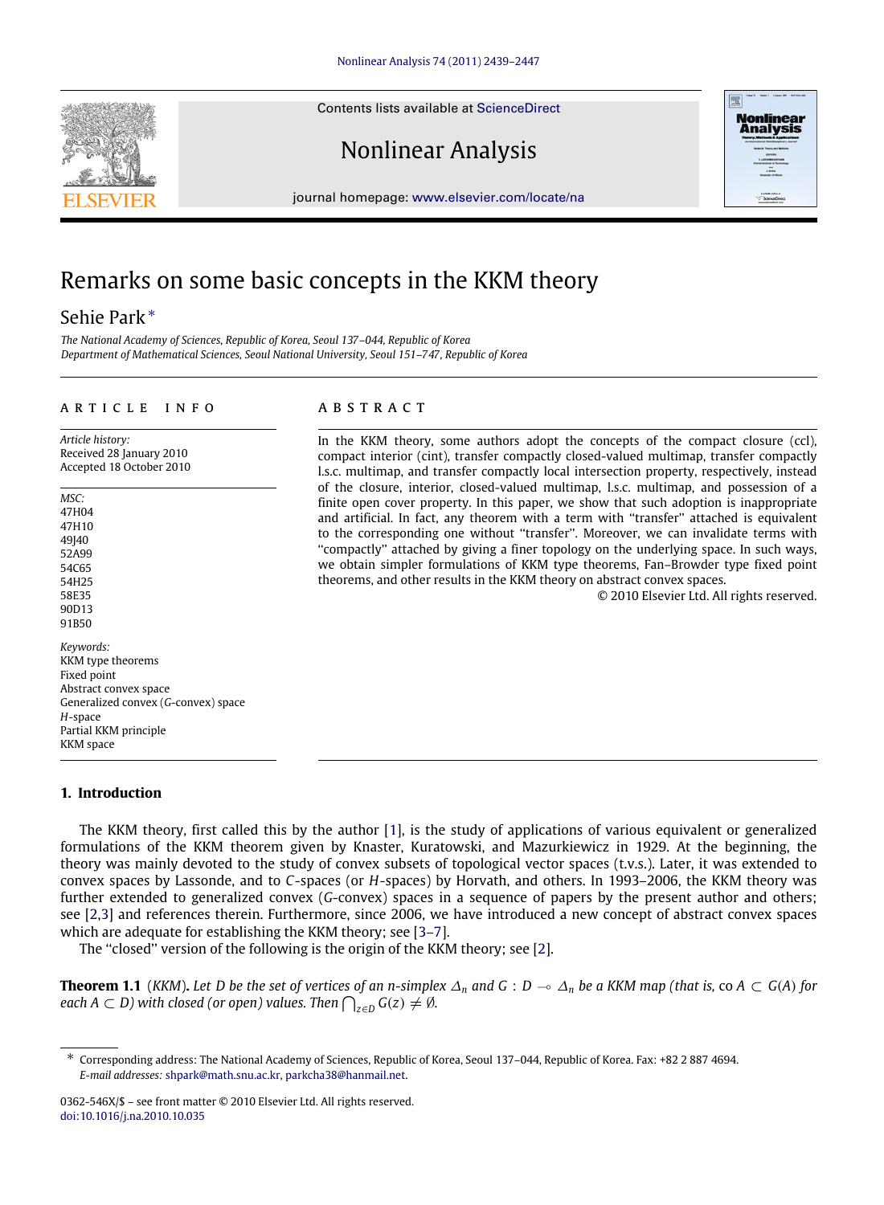# Remarks on some basic concepts in the KKM theory

Sehie Park *

*The National Academy of Sciences, Republic of Korea, Seoul 137–044, Republic of Korea*
*Department of Mathematical Sciences, Seoul National University, Seoul 151–747, Republic of Korea*

## ARTICLE INFO

*Article history:*
Received 28 January 2010
Accepted 18 October 2010

*MSC:*
47H04
47H10
49J40
52A99
54C65
54H25
58E35
90D13
91B50

*Keywords:*
KKM type theorems
Fixed point
Abstract convex space
Generalized convex ($G$-convex) space
$H$-space
Partial KKM principle
KKM space

## ABSTRACT

In the KKM theory, some authors adopt the concepts of the compact closure (ccl), compact interior (cint), transfer compactly closed-valued multimap, transfer compactly l.s.c. multimap, and transfer compactly local intersection property, respectively, instead of the closure, interior, closed-valued multimap, l.s.c. multimap, and possession of a finite open cover property. In this paper, we show that such adoption is inappropriate and artificial. In fact, any theorem with a term with "transfer" attached is equivalent to the corresponding one without "transfer". Moreover, we can invalidate terms with "compactly" attached by giving a finer topology on the underlying space. In such ways, we obtain simpler formulations of KKM type theorems, Fan–Browder type fixed point theorems, and other results in the KKM theory on abstract convex spaces.

© 2010 Elsevier Ltd. All rights reserved.

## 1. Introduction

The KKM theory, first called this by the author [1], is the study of applications of various equivalent or generalized formulations of the KKM theorem given by Knaster, Kuratowski, and Mazurkiewicz in 1929. At the beginning, the theory was mainly devoted to the study of convex subsets of topological vector spaces (t.v.s.). Later, it was extended to convex spaces by Lassonde, and to $C$-spaces (or $H$-spaces) by Horvath, and others. In 1993–2006, the KKM theory was further extended to generalized convex ($G$-convex) spaces in a sequence of papers by the present author and others; see [2,3] and references therein. Furthermore, since 2006, we have introduced a new concept of abstract convex spaces which are adequate for establishing the KKM theory; see [3–7].

The "closed" version of the following is the origin of the KKM theory; see [2].

**Theorem 1.1** (*KKM*)**.** *Let $D$ be the set of vertices of an $n$-simplex $\Delta_n$ and $G : D \multimap \Delta_n$ be a KKM map (that is,* co $A \subset G(A)$ *for each $A \subset D$) with closed (or open) values. Then $\bigcap_{z\in D} G(z) \neq \emptyset$.*

---

* Corresponding address: The National Academy of Sciences, Republic of Korea, Seoul 137–044, Republic of Korea. Fax: +82 2 887 4694.
*E-mail addresses:* shpark@math.snu.ac.kr, parkcha38@hanmail.net.

0362-546X/$ – see front matter © 2010 Elsevier Ltd. All rights reserved.
doi:10.1016/j.na.2010.10.035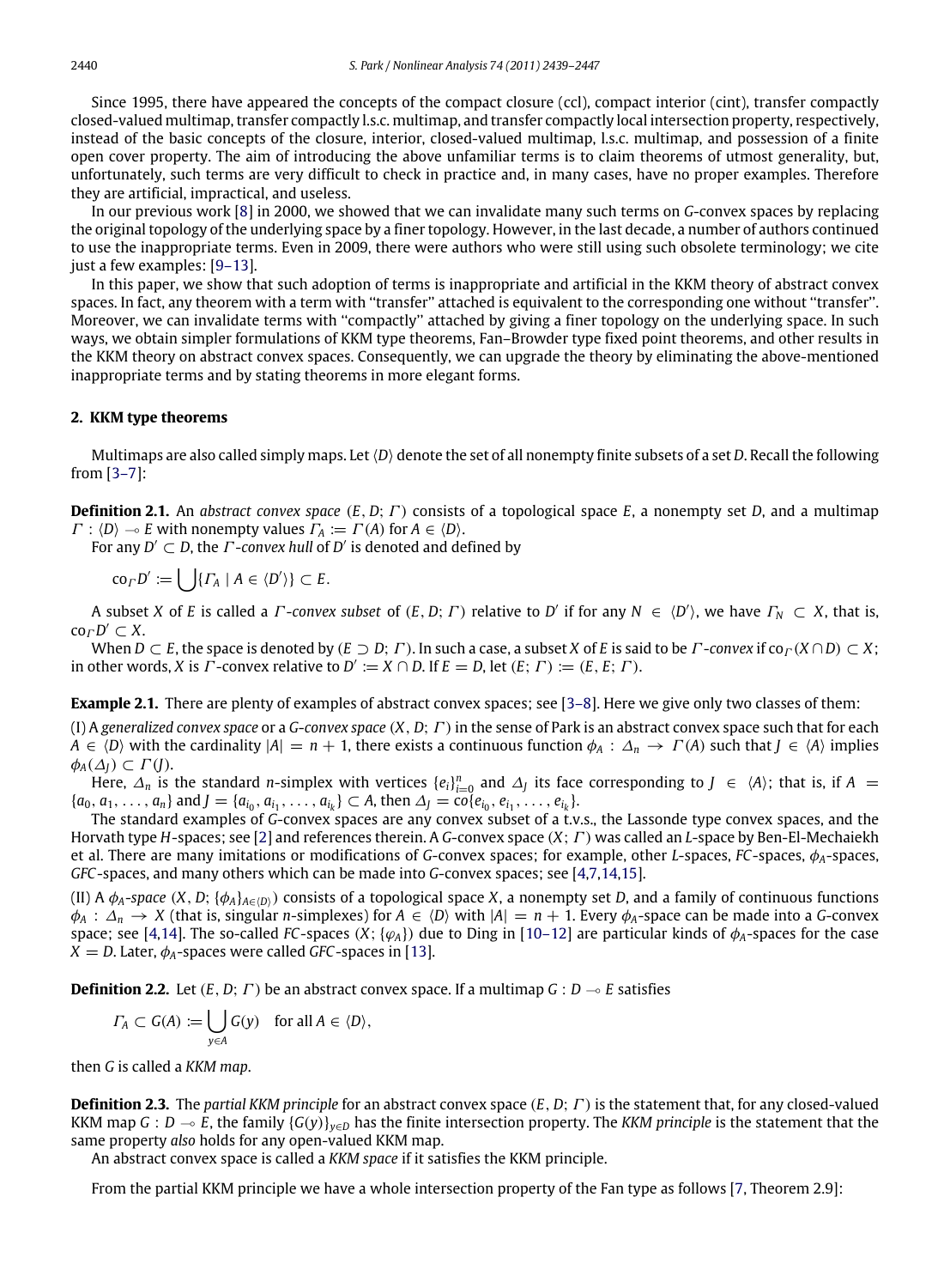Since 1995, there have appeared the concepts of the compact closure (ccl), compact interior (cint), transfer compactly closed-valued multimap, transfer compactly l.s.c. multimap, and transfer compactly local intersection property, respectively, instead of the basic concepts of the closure, interior, closed-valued multimap, l.s.c. multimap, and possession of a finite open cover property. The aim of introducing the above unfamiliar terms is to claim theorems of utmost generality, but, unfortunately, such terms are very difficult to check in practice and, in many cases, have no proper examples. Therefore they are artificial, impractical, and useless.

In our previous work [8] in 2000, we showed that we can invalidate many such terms on $G$-convex spaces by replacing the original topology of the underlying space by a finer topology. However, in the last decade, a number of authors continued to use the inappropriate terms. Even in 2009, there were authors who were still using such obsolete terminology; we cite just a few examples: [9–13].

In this paper, we show that such adoption of terms is inappropriate and artificial in the KKM theory of abstract convex spaces. In fact, any theorem with a term with "transfer" attached is equivalent to the corresponding one without "transfer". Moreover, we can invalidate terms with "compactly" attached by giving a finer topology on the underlying space. In such ways, we obtain simpler formulations of KKM type theorems, Fan–Browder type fixed point theorems, and other results in the KKM theory on abstract convex spaces. Consequently, we can upgrade the theory by eliminating the above-mentioned inappropriate terms and by stating theorems in more elegant forms.

## 2. KKM type theorems

Multimaps are also called simply maps. Let $\langle D\rangle$ denote the set of all nonempty finite subsets of a set $D$. Recall the following from [3–7]:

**Definition 2.1.** An *abstract convex space* $(E, D; \Gamma)$ consists of a topological space $E$, a nonempty set $D$, and a multimap $\Gamma : \langle D\rangle \multimap E$ with nonempty values $\Gamma_A := \Gamma(A)$ for $A \in \langle D\rangle$.

For any $D' \subset D$, the $\Gamma$*-convex hull* of $D'$ is denoted and defined by

$$\mathrm{co}_\Gamma D' := \bigcup\{\Gamma_A \mid A \in \langle D'\rangle\} \subset E.$$

A subset $X$ of $E$ is called a $\Gamma$*-convex subset* of $(E, D; \Gamma)$ relative to $D'$ if for any $N \in \langle D'\rangle$, we have $\Gamma_N \subset X$, that is, $\mathrm{co}_\Gamma D' \subset X$.

When $D \subset E$, the space is denoted by $(E \supset D; \Gamma)$. In such a case, a subset $X$ of $E$ is said to be $\Gamma$*-convex* if $\mathrm{co}_\Gamma(X \cap D) \subset X$; in other words, $X$ is $\Gamma$-convex relative to $D' := X \cap D$. If $E = D$, let $(E; \Gamma) := (E, E; \Gamma)$.

**Example 2.1.** There are plenty of examples of abstract convex spaces; see [3–8]. Here we give only two classes of them:

(I) A *generalized convex space* or a $G$*-convex space* $(X, D; \Gamma)$ in the sense of Park is an abstract convex space such that for each $A \in \langle D\rangle$ with the cardinality $|A| = n + 1$, there exists a continuous function $\phi_A : \Delta_n \to \Gamma(A)$ such that $J \in \langle A\rangle$ implies $\phi_A(\Delta_J) \subset \Gamma(J)$.

Here, $\Delta_n$ is the standard $n$-simplex with vertices $\{e_i\}_{i=0}^n$ and $\Delta_J$ its face corresponding to $J \in \langle A\rangle$; that is, if $A = \{a_0, a_1, \ldots, a_n\}$ and $J = \{a_{i_0}, a_{i_1}, \ldots, a_{i_k}\} \subset A$, then $\Delta_J = \mathrm{co}\{e_{i_0}, e_{i_1}, \ldots, e_{i_k}\}$.

The standard examples of $G$-convex spaces are any convex subset of a t.v.s., the Lassonde type convex spaces, and the Horvath type $H$-spaces; see [2] and references therein. A $G$-convex space $(X; \Gamma)$ was called an $L$-space by Ben-El-Mechaiekh et al. There are many imitations or modifications of $G$-convex spaces; for example, other $L$-spaces, $FC$-spaces, $\phi_A$-spaces, $GFC$-spaces, and many others which can be made into $G$-convex spaces; see [4,7,14,15].

(II) A $\phi_A$*-space* $(X, D; \{\phi_A\}_{A\in\langle D\rangle})$ consists of a topological space $X$, a nonempty set $D$, and a family of continuous functions $\phi_A : \Delta_n \to X$ (that is, singular $n$-simplexes) for $A \in \langle D\rangle$ with $|A| = n + 1$. Every $\phi_A$-space can be made into a $G$-convex space; see [4,14]. The so-called $FC$-spaces $(X; \{\varphi_A\})$ due to Ding in [10–12] are particular kinds of $\phi_A$-spaces for the case $X = D$. Later, $\phi_A$-spaces were called $GFC$-spaces in [13].

**Definition 2.2.** Let $(E, D; \Gamma)$ be an abstract convex space. If a multimap $G : D \multimap E$ satisfies

$$\Gamma_A \subset G(A) := \bigcup_{y\in A} G(y) \quad \text{for all } A \in \langle D\rangle,$$

then $G$ is called a *KKM map*.

**Definition 2.3.** The *partial KKM principle* for an abstract convex space $(E, D; \Gamma)$ is the statement that, for any closed-valued KKM map $G : D \multimap E$, the family $\{G(y)\}_{y\in D}$ has the finite intersection property. The *KKM principle* is the statement that the same property *also* holds for any open-valued KKM map.

An abstract convex space is called a *KKM space* if it satisfies the KKM principle.

From the partial KKM principle we have a whole intersection property of the Fan type as follows [7, Theorem 2.9]: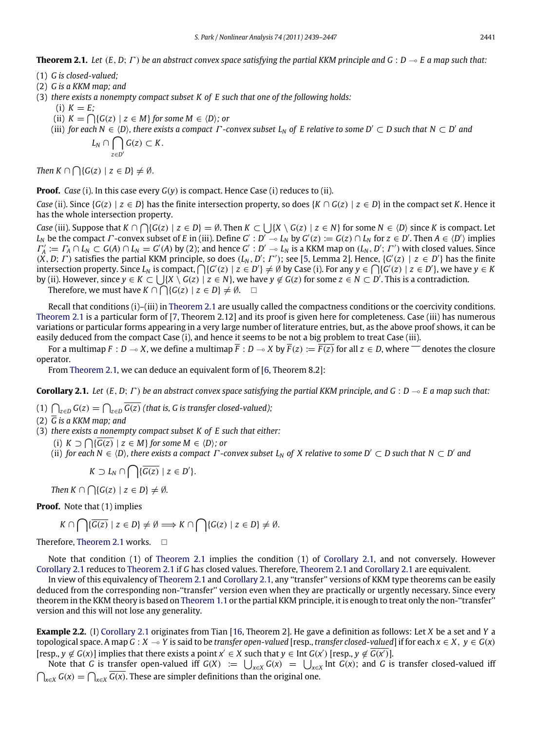**Theorem 2.1.** *Let $(E, D; \Gamma)$ be an abstract convex space satisfying the partial KKM principle and $G : D \multimap E$ a map such that:*

(1) *$G$ is closed-valued;*
(2) *$G$ is a KKM map; and*
(3) *there exists a nonempty compact subset $K$ of $E$ such that one of the following holds:*
  (i) *$K = E$;*
  (ii) *$K = \bigcap\{G(z) \mid z \in M\}$ for some $M \in \langle D\rangle$; or*
  (iii) *for each $N \in \langle D\rangle$, there exists a compact $\Gamma$-convex subset $L_N$ of $E$ relative to some $D' \subset D$ such that $N \subset D'$ and*

$$L_N \cap \bigcap_{z\in D'} G(z) \subset K.$$

*Then $K \cap \bigcap\{G(z) \mid z \in D\} \neq \emptyset$.*

**Proof.** *Case* (i). In this case every $G(y)$ is compact. Hence Case (i) reduces to (ii).

*Case* (ii). Since $\{G(z) \mid z \in D\}$ has the finite intersection property, so does $\{K \cap G(z) \mid z \in D\}$ in the compact set $K$. Hence it has the whole intersection property.

*Case* (iii). Suppose that $K \cap \bigcap\{G(z) \mid z \in D\} = \emptyset$. Then $K \subset \bigcup\{X \setminus G(z) \mid z \in N\}$ for some $N \in \langle D\rangle$ since $K$ is compact. Let $L_N$ be the compact $\Gamma$-convex subset of $E$ in (iii). Define $G' : D' \multimap L_N$ by $G'(z) := G(z) \cap L_N$ for $z \in D'$. Then $A \in \langle D'\rangle$ implies $\Gamma'_A := \Gamma_A \cap L_N \subset G(A) \cap L_N = G'(A)$ by (2); and hence $G' : D' \multimap L_N$ is a KKM map on $(L_N, D'; \Gamma')$ with closed values. Since $(X, D; \Gamma)$ satisfies the partial KKM principle, so does $(L_N, D'; \Gamma')$; see [5, Lemma 2]. Hence, $\{G'(z) \mid z \in D'\}$ has the finite intersection property. Since $L_N$ is compact, $\bigcap\{G'(z) \mid z \in D'\} \neq \emptyset$ by Case (i). For any $y \in \bigcap\{G'(z) \mid z \in D'\}$, we have $y \in K$ by (ii). However, since $y \in K \subset \bigcup\{X \setminus G(z) \mid z \in N\}$, we have $y \notin G(z)$ for some $z \in N \subset D'$. This is a contradiction.

Therefore, we must have $K \cap \bigcap\{G(z) \mid z \in D\} \neq \emptyset$. $\square$

Recall that conditions (i)–(iii) in Theorem 2.1 are usually called the compactness conditions or the coercivity conditions. Theorem 2.1 is a particular form of [7, Theorem 2.12] and its proof is given here for completeness. Case (iii) has numerous variations or particular forms appearing in a very large number of literature entries, but, as the above proof shows, it can be easily deduced from the compact Case (i), and hence it seems to be not a big problem to treat Case (iii).

For a multimap $F : D \multimap X$, we define a multimap $\overline{F} : D \multimap X$ by $\overline{F}(z) := \overline{F(z)}$ for all $z \in D$, where $\overline{\phantom{x}}$ denotes the closure operator.

From Theorem 2.1, we can deduce an equivalent form of [6, Theorem 8.2]:

**Corollary 2.1.** *Let $(E, D; \Gamma)$ be an abstract convex space satisfying the partial KKM principle, and $G : D \multimap E$ a map such that:*

(1) *$\bigcap_{z\in D} G(z) = \bigcap_{z\in D} \overline{G(z)}$ (that is, $G$ is transfer closed-valued);*
(2) *$\overline{G}$ is a KKM map; and*
(3) *there exists a nonempty compact subset $K$ of $E$ such that either:*
  (i) *$K \supset \bigcap\{\overline{G(z)} \mid z \in M\}$ for some $M \in \langle D\rangle$; or*
  (ii) *for each $N \in \langle D\rangle$, there exists a compact $\Gamma$-convex subset $L_N$ of $X$ relative to some $D' \subset D$ such that $N \subset D'$ and*

$$K \supset L_N \cap \bigcap\{\overline{G(z)} \mid z \in D'\}.$$

*Then $K \cap \bigcap\{G(z) \mid z \in D\} \neq \emptyset$.*

**Proof.** Note that (1) implies

$$K \cap \bigcap\{\overline{G(z)} \mid z \in D\} \neq \emptyset \Longrightarrow K \cap \bigcap\{G(z) \mid z \in D\} \neq \emptyset.$$

Therefore, Theorem 2.1 works. $\square$

Note that condition (1) of Theorem 2.1 implies the condition (1) of Corollary 2.1, and not conversely. However Corollary 2.1 reduces to Theorem 2.1 if $G$ has closed values. Therefore, Theorem 2.1 and Corollary 2.1 are equivalent.

In view of this equivalency of Theorem 2.1 and Corollary 2.1, any "transfer" versions of KKM type theorems can be easily deduced from the corresponding non-"transfer" version even when they are practically or urgently necessary. Since every theorem in the KKM theory is based on Theorem 1.1 or the partial KKM principle, it is enough to treat only the non-"transfer" version and this will not lose any generality.

**Example 2.2.** (I) Corollary 2.1 originates from Tian [16, Theorem 2]. He gave a definition as follows: Let $X$ be a set and $Y$ a topological space. A map $G : X \multimap Y$ is said to be *transfer open-valued* [resp., *transfer closed-valued*] if for each $x \in X$, $y \in G(x)$ [resp., $y \notin G(x)$] implies that there exists a point $x' \in X$ such that $y \in \operatorname{Int} G(x')$ [resp., $y \notin \overline{G(x')}$].

Note that $G$ is transfer open-valued iff $G(X) := \bigcup_{x\in X} G(x) = \bigcup_{x\in X} \operatorname{Int} G(x)$; and $G$ is transfer closed-valued iff $\bigcap_{x\in X} G(x) = \bigcap_{x\in X} \overline{G(x)}$. These are simpler definitions than the original one.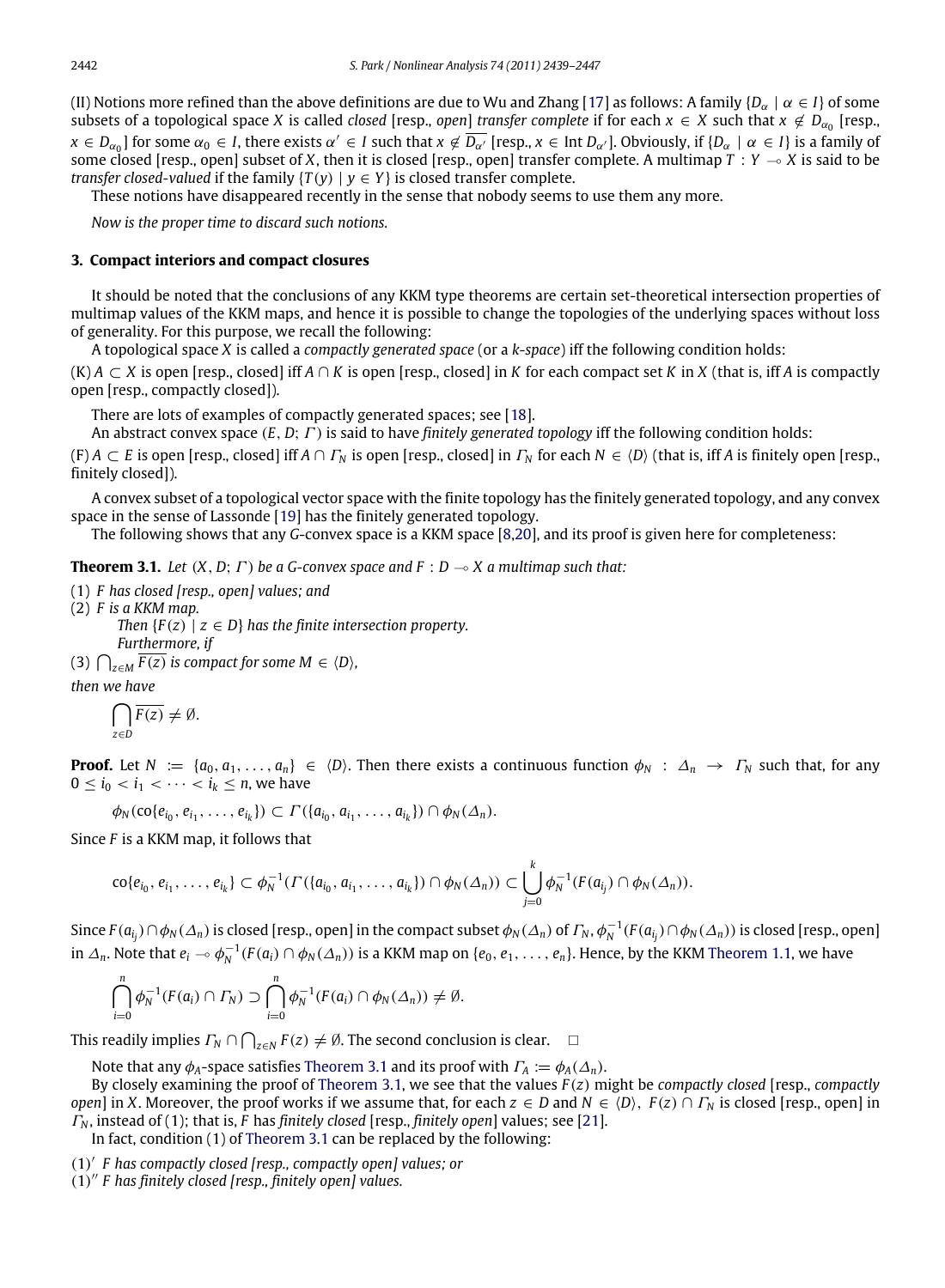(II) Notions more refined than the above definitions are due to Wu and Zhang [17] as follows: A family $\{D_\alpha \mid \alpha \in I\}$ of some subsets of a topological space $X$ is called *closed* [resp., *open*] *transfer complete* if for each $x \in X$ such that $x \notin D_{\alpha_0}$ [resp., $x \in D_{\alpha_0}$] for some $\alpha_0 \in I$, there exists $\alpha' \in I$ such that $x \notin \overline{D_{\alpha'}}$ [resp., $x \in \operatorname{Int} D_{\alpha'}$]. Obviously, if $\{D_\alpha \mid \alpha \in I\}$ is a family of some closed [resp., open] subset of $X$, then it is closed [resp., open] transfer complete. A multimap $T : Y \multimap X$ is said to be *transfer closed-valued* if the family $\{T(y) \mid y \in Y\}$ is closed transfer complete.

These notions have disappeared recently in the sense that nobody seems to use them any more.

*Now is the proper time to discard such notions.*

## 3. Compact interiors and compact closures

It should be noted that the conclusions of any KKM type theorems are certain set-theoretical intersection properties of multimap values of the KKM maps, and hence it is possible to change the topologies of the underlying spaces without loss of generality. For this purpose, we recall the following:

A topological space $X$ is called a *compactly generated space* (or a *k-space*) iff the following condition holds:

(K) $A \subset X$ is open [resp., closed] iff $A \cap K$ is open [resp., closed] in $K$ for each compact set $K$ in $X$ (that is, iff $A$ is compactly open [resp., compactly closed]).

There are lots of examples of compactly generated spaces; see [18].

An abstract convex space $(E, D; \Gamma)$ is said to have *finitely generated topology* iff the following condition holds:

(F) $A \subset E$ is open [resp., closed] iff $A \cap \Gamma_N$ is open [resp., closed] in $\Gamma_N$ for each $N \in \langle D \rangle$ (that is, iff $A$ is finitely open [resp., finitely closed]).

A convex subset of a topological vector space with the finite topology has the finitely generated topology, and any convex space in the sense of Lassonde [19] has the finitely generated topology.

The following shows that any $G$-convex space is a KKM space [8,20], and its proof is given here for completeness:

**Theorem 3.1.** *Let $(X, D; \Gamma)$ be a G-convex space and $F : D \multimap X$ a multimap such that:*

(1) *$F$ has closed [resp., open] values; and*
(2) *$F$ is a KKM map.*

*Then $\{F(z) \mid z \in D\}$ has the finite intersection property.*

*Furthermore, if*

(3) *$\bigcap_{z \in M} \overline{F(z)}$ is compact for some $M \in \langle D \rangle$,*

*then we have*

$$\bigcap_{z \in D} \overline{F(z)} \neq \emptyset.$$

**Proof.** Let $N := \{a_0, a_1, \ldots, a_n\} \in \langle D \rangle$. Then there exists a continuous function $\phi_N : \Delta_n \to \Gamma_N$ such that, for any $0 \le i_0 < i_1 < \cdots < i_k \le n$, we have

$$\phi_N(\operatorname{co}\{e_{i_0}, e_{i_1}, \ldots, e_{i_k}\}) \subset \Gamma(\{a_{i_0}, a_{i_1}, \ldots, a_{i_k}\}) \cap \phi_N(\Delta_n).$$

Since $F$ is a KKM map, it follows that

$$\operatorname{co}\{e_{i_0}, e_{i_1}, \ldots, e_{i_k}\} \subset \phi_N^{-1}(\Gamma(\{a_{i_0}, a_{i_1}, \ldots, a_{i_k}\}) \cap \phi_N(\Delta_n)) \subset \bigcup_{j=0}^{k} \phi_N^{-1}(F(a_{i_j}) \cap \phi_N(\Delta_n)).$$

Since $F(a_{i_j}) \cap \phi_N(\Delta_n)$ is closed [resp., open] in the compact subset $\phi_N(\Delta_n)$ of $\Gamma_N$, $\phi_N^{-1}(F(a_{i_j}) \cap \phi_N(\Delta_n))$ is closed [resp., open] in $\Delta_n$. Note that $e_i \multimap \phi_N^{-1}(F(a_i) \cap \phi_N(\Delta_n))$ is a KKM map on $\{e_0, e_1, \ldots, e_n\}$. Hence, by the KKM Theorem 1.1, we have

$$\bigcap_{i=0}^{n} \phi_N^{-1}(F(a_i) \cap \Gamma_N) \supset \bigcap_{i=0}^{n} \phi_N^{-1}(F(a_i) \cap \phi_N(\Delta_n)) \neq \emptyset.$$

This readily implies $\Gamma_N \cap \bigcap_{z \in N} F(z) \neq \emptyset$. The second conclusion is clear. $\square$

Note that any $\phi_A$-space satisfies Theorem 3.1 and its proof with $\Gamma_A := \phi_A(\Delta_n)$.

By closely examining the proof of Theorem 3.1, we see that the values $F(z)$ might be *compactly closed* [resp., *compactly open*] in $X$. Moreover, the proof works if we assume that, for each $z \in D$ and $N \in \langle D \rangle$, $F(z) \cap \Gamma_N$ is closed [resp., open] in $\Gamma_N$, instead of (1); that is, $F$ has *finitely closed* [resp., *finitely open*] values; see [21].

In fact, condition (1) of Theorem 3.1 can be replaced by the following:

(1)′ *$F$ has compactly closed [resp., compactly open] values; or*
(1)″ *$F$ has finitely closed [resp., finitely open] values.*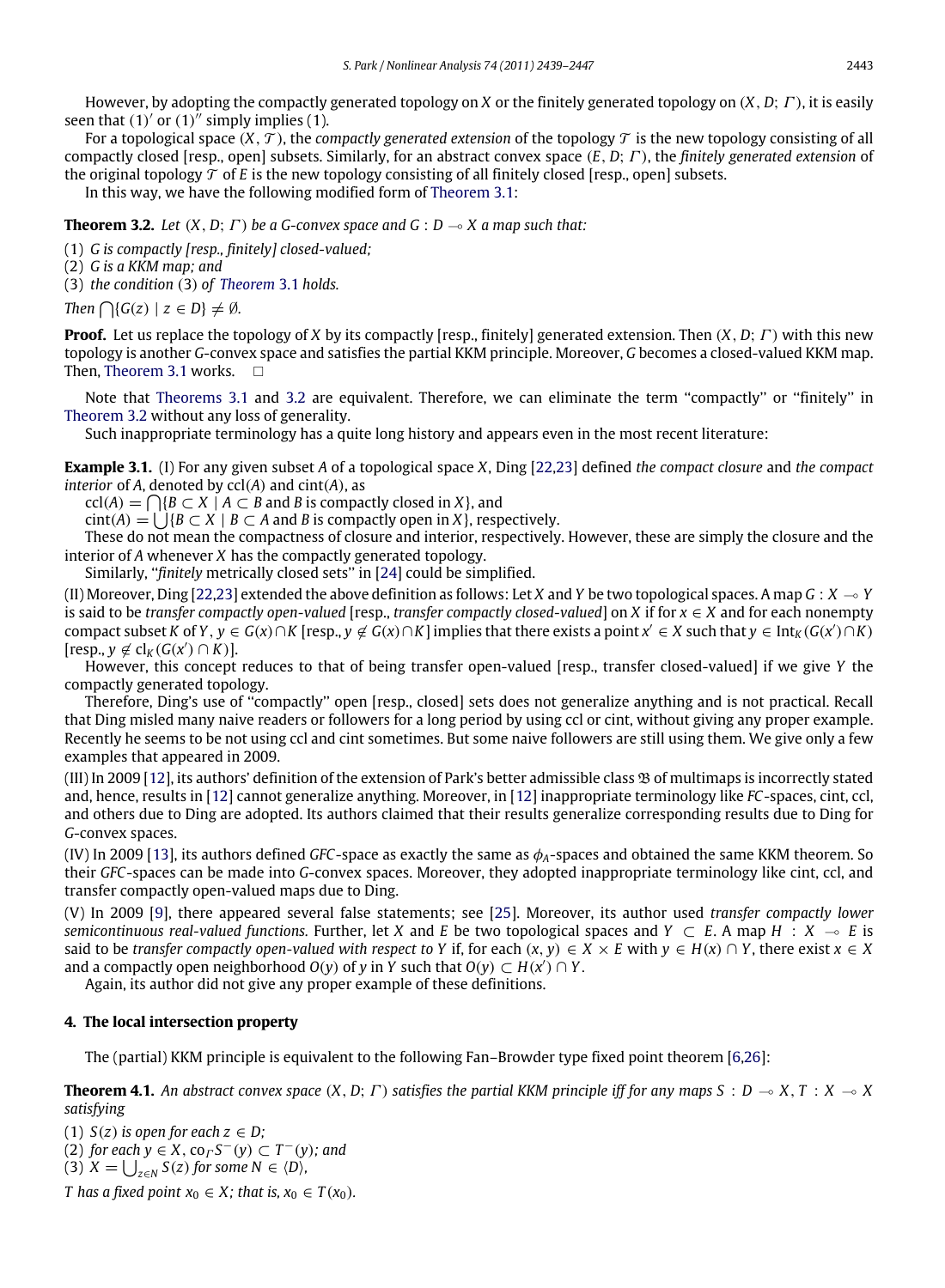However, by adopting the compactly generated topology on $X$ or the finitely generated topology on $(X, D; \Gamma)$, it is easily seen that $(1)'$ or $(1)''$ simply implies (1).

For a topological space $(X, \mathcal{T})$, the *compactly generated extension* of the topology $\mathcal{T}$ is the new topology consisting of all compactly closed [resp., open] subsets. Similarly, for an abstract convex space $(E, D; \Gamma)$, the *finitely generated extension* of the original topology $\mathcal{T}$ of $E$ is the new topology consisting of all finitely closed [resp., open] subsets.

In this way, we have the following modified form of Theorem 3.1:

**Theorem 3.2.** *Let $(X, D; \Gamma)$ be a G-convex space and $G : D \multimap X$ a map such that:*

(1) *$G$ is compactly [resp., finitely] closed-valued;*
(2) *$G$ is a KKM map; and*
(3) *the condition (3) of Theorem 3.1 holds.*

*Then $\bigcap\{G(z) \mid z \in D\} \neq \emptyset$.*

**Proof.** Let us replace the topology of $X$ by its compactly [resp., finitely] generated extension. Then $(X, D; \Gamma)$ with this new topology is another $G$-convex space and satisfies the partial KKM principle. Moreover, $G$ becomes a closed-valued KKM map. Then, Theorem 3.1 works. □

Note that Theorems 3.1 and 3.2 are equivalent. Therefore, we can eliminate the term "compactly" or "finitely" in Theorem 3.2 without any loss of generality.

Such inappropriate terminology has a quite long history and appears even in the most recent literature:

**Example 3.1.** (I) For any given subset $A$ of a topological space $X$, Ding [22,23] defined *the compact closure* and *the compact interior* of $A$, denoted by $\mathrm{ccl}(A)$ and $\mathrm{cint}(A)$, as

$\mathrm{ccl}(A) = \bigcap\{B \subset X \mid A \subset B$ and $B$ is compactly closed in $X\}$, and

$\mathrm{cint}(A) = \bigcup\{B \subset X \mid B \subset A$ and $B$ is compactly open in $X\}$, respectively.

These do not mean the compactness of closure and interior, respectively. However, these are simply the closure and the interior of $A$ whenever $X$ has the compactly generated topology.

Similarly, "*finitely* metrically closed sets" in [24] could be simplified.

(II) Moreover, Ding [22,23] extended the above definition as follows: Let $X$ and $Y$ be two topological spaces. A map $G : X \multimap Y$ is said to be *transfer compactly open-valued* [resp., *transfer compactly closed-valued*] on $X$ if for $x \in X$ and for each nonempty compact subset $K$ of $Y$, $y \in G(x) \cap K$ [resp., $y \notin G(x) \cap K$] implies that there exists a point $x' \in X$ such that $y \in \mathrm{Int}_K(G(x') \cap K)$ [resp., $y \notin \mathrm{cl}_K(G(x') \cap K)$].

However, this concept reduces to that of being transfer open-valued [resp., transfer closed-valued] if we give $Y$ the compactly generated topology.

Therefore, Ding's use of "compactly" open [resp., closed] sets does not generalize anything and is not practical. Recall that Ding misled many naive readers or followers for a long period by using ccl or cint, without giving any proper example. Recently he seems to be not using ccl and cint sometimes. But some naive followers are still using them. We give only a few examples that appeared in 2009.

(III) In 2009 [12], its authors' definition of the extension of Park's better admissible class $\mathfrak{B}$ of multimaps is incorrectly stated and, hence, results in [12] cannot generalize anything. Moreover, in [12] inappropriate terminology like *FC*-spaces, cint, ccl, and others due to Ding are adopted. Its authors claimed that their results generalize corresponding results due to Ding for *G*-convex spaces.

(IV) In 2009 [13], its authors defined *GFC*-space as exactly the same as $\phi_A$-spaces and obtained the same KKM theorem. So their *GFC*-spaces can be made into *G*-convex spaces. Moreover, they adopted inappropriate terminology like cint, ccl, and transfer compactly open-valued maps due to Ding.

(V) In 2009 [9], there appeared several false statements; see [25]. Moreover, its author used *transfer compactly lower semicontinuous real-valued functions.* Further, let $X$ and $E$ be two topological spaces and $Y \subset E$. A map $H : X \multimap E$ is said to be *transfer compactly open-valued with respect to* $Y$ if, for each $(x, y) \in X \times E$ with $y \in H(x) \cap Y$, there exist $x \in X$ and a compactly open neighborhood $O(y)$ of $y$ in $Y$ such that $O(y) \subset H(x') \cap Y$.

Again, its author did not give any proper example of these definitions.

## 4. The local intersection property

The (partial) KKM principle is equivalent to the following Fan–Browder type fixed point theorem [6,26]:

**Theorem 4.1.** *An abstract convex space $(X, D; \Gamma)$ satisfies the partial KKM principle iff for any maps $S : D \multimap X$, $T : X \multimap X$ satisfying*

(1) *$S(z)$ is open for each $z \in D$;*
(2) *for each $y \in X$, $\mathrm{co}_\Gamma S^-(y) \subset T^-(y)$; and*
(3) *$X = \bigcup_{z \in N} S(z)$ for some $N \in \langle D \rangle$,*

*$T$ has a fixed point $x_0 \in X$; that is, $x_0 \in T(x_0)$.*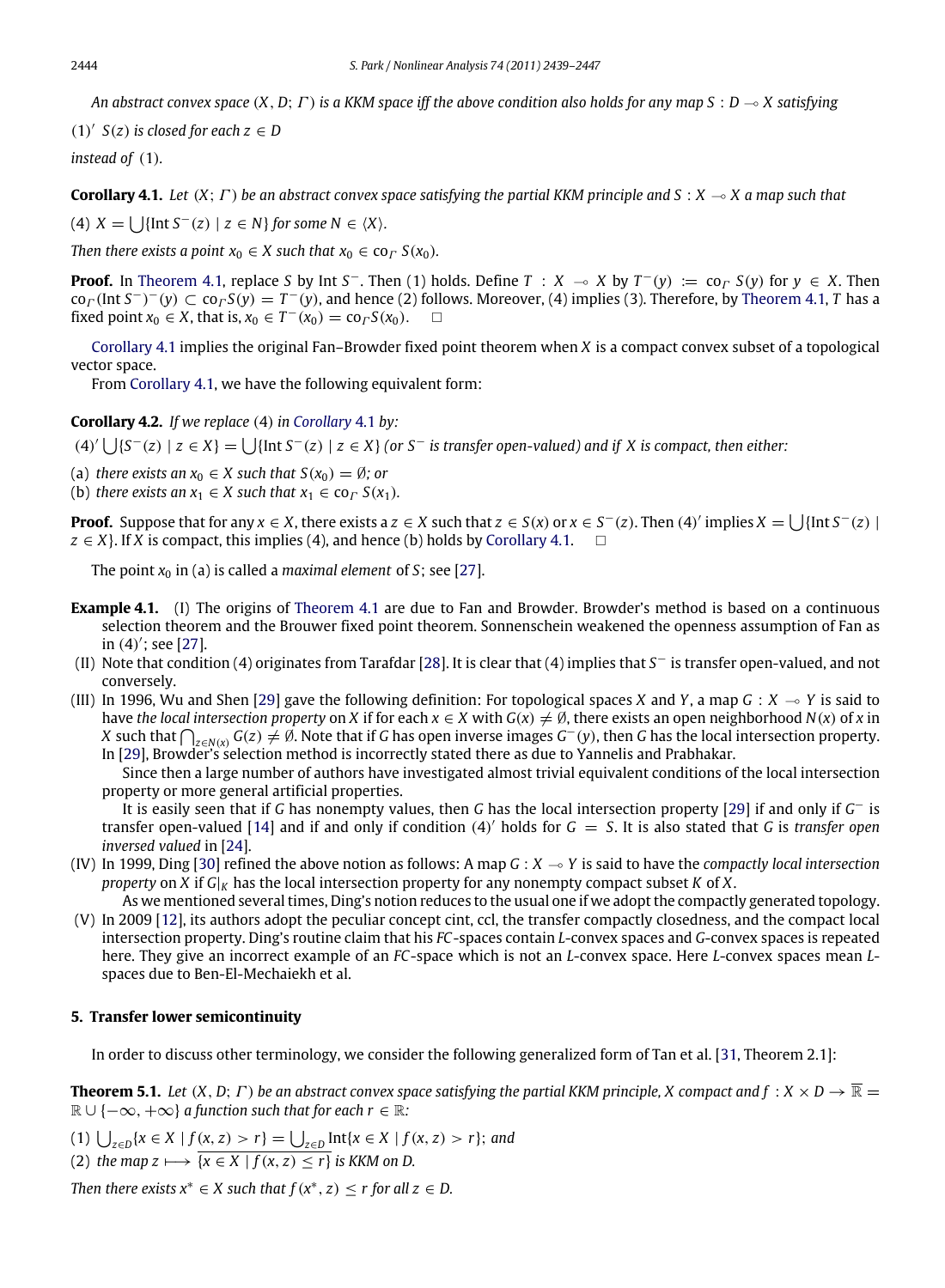*An abstract convex space $(X, D; \Gamma)$ is a KKM space iff the above condition also holds for any map $S : D \multimap X$ satisfying*

$(1)'$ *$S(z)$ is closed for each $z \in D$*

*instead of* (1).

**Corollary 4.1.** *Let $(X; \Gamma)$ be an abstract convex space satisfying the partial KKM principle and $S : X \multimap X$ a map such that*

(4) *$X = \bigcup\{\text{Int}\, S^-(z) \mid z \in N\}$ for some $N \in \langle X \rangle$.*

*Then there exists a point $x_0 \in X$ such that $x_0 \in \text{co}_\Gamma\, S(x_0)$.*

**Proof.** In Theorem 4.1, replace $S$ by $\text{Int}\, S^-$. Then (1) holds. Define $T : X \multimap X$ by $T^-(y) := \text{co}_\Gamma\, S(y)$ for $y \in X$. Then $\text{co}_\Gamma (\text{Int}\, S^-)^-(y) \subset \text{co}_\Gamma S(y) = T^-(y)$, and hence (2) follows. Moreover, (4) implies (3). Therefore, by Theorem 4.1, $T$ has a fixed point $x_0 \in X$, that is, $x_0 \in T^-(x_0) = \text{co}_\Gamma S(x_0)$. □

Corollary 4.1 implies the original Fan–Browder fixed point theorem when $X$ is a compact convex subset of a topological vector space.

From Corollary 4.1, we have the following equivalent form:

**Corollary 4.2.** *If we replace* (4) *in Corollary 4.1 by:*

$(4)'$ *$\bigcup\{S^-(z) \mid z \in X\} = \bigcup\{\text{Int}\, S^-(z) \mid z \in X\}$ (or $S^-$ is transfer open-valued) and if $X$ is compact, then either:*

(a) *there exists an $x_0 \in X$ such that $S(x_0) = \emptyset$; or*

(b) *there exists an $x_1 \in X$ such that $x_1 \in \text{co}_\Gamma\, S(x_1)$.*

**Proof.** Suppose that for any $x \in X$, there exists a $z \in X$ such that $z \in S(x)$ or $x \in S^-(z)$. Then $(4)'$ implies $X = \bigcup\{\text{Int}\, S^-(z) \mid z \in X\}$. If $X$ is compact, this implies (4), and hence (b) holds by Corollary 4.1. □

The point $x_0$ in (a) is called a *maximal element* of $S$; see [27].

**Example 4.1.** (I) The origins of Theorem 4.1 are due to Fan and Browder. Browder's method is based on a continuous selection theorem and the Brouwer fixed point theorem. Sonnenschein weakened the openness assumption of Fan as in $(4)'$; see [27].

(II) Note that condition (4) originates from Tarafdar [28]. It is clear that (4) implies that $S^-$ is transfer open-valued, and not conversely.

(III) In 1996, Wu and Shen [29] gave the following definition: For topological spaces $X$ and $Y$, a map $G : X \multimap Y$ is said to have *the local intersection property* on $X$ if for each $x \in X$ with $G(x) \neq \emptyset$, there exists an open neighborhood $N(x)$ of $x$ in $X$ such that $\bigcap_{z \in N(x)} G(z) \neq \emptyset$. Note that if $G$ has open inverse images $G^-(y)$, then $G$ has the local intersection property. In [29], Browder's selection method is incorrectly stated there as due to Yannelis and Prabhakar.

Since then a large number of authors have investigated almost trivial equivalent conditions of the local intersection property or more general artificial properties.

It is easily seen that if $G$ has nonempty values, then $G$ has the local intersection property [29] if and only if $G^-$ is transfer open-valued [14] and if and only if condition $(4)'$ holds for $G = S$. It is also stated that $G$ is *transfer open inversed valued* in [24].

(IV) In 1999, Ding [30] refined the above notion as follows: A map $G : X \multimap Y$ is said to have the *compactly local intersection property* on $X$ if $G|_K$ has the local intersection property for any nonempty compact subset $K$ of $X$.

As we mentioned several times, Ding's notion reduces to the usual one if we adopt the compactly generated topology.

(V) In 2009 [12], its authors adopt the peculiar concept cint, ccl, the transfer compactly closedness, and the compact local intersection property. Ding's routine claim that his *FC*-spaces contain *L*-convex spaces and *G*-convex spaces is repeated here. They give an incorrect example of an *FC*-space which is not an *L*-convex space. Here *L*-convex spaces mean *L*-spaces due to Ben-El-Mechaiekh et al.

## 5. Transfer lower semicontinuity

In order to discuss other terminology, we consider the following generalized form of Tan et al. [31, Theorem 2.1]:

**Theorem 5.1.** *Let $(X, D; \Gamma)$ be an abstract convex space satisfying the partial KKM principle, $X$ compact and $f : X \times D \to \overline{\mathbb{R}} = \mathbb{R} \cup \{-\infty, +\infty\}$ a function such that for each $r \in \mathbb{R}$:*

(1) *$\bigcup_{z \in D}\{x \in X \mid f(x, z) > r\} = \bigcup_{z \in D} \text{Int}\{x \in X \mid f(x, z) > r\}$; and*

(2) *the map $z \longmapsto \overline{\{x \in X \mid f(x, z) \le r\}}$ is KKM on $D$.*

*Then there exists $x^* \in X$ such that $f(x^*, z) \le r$ for all $z \in D$.*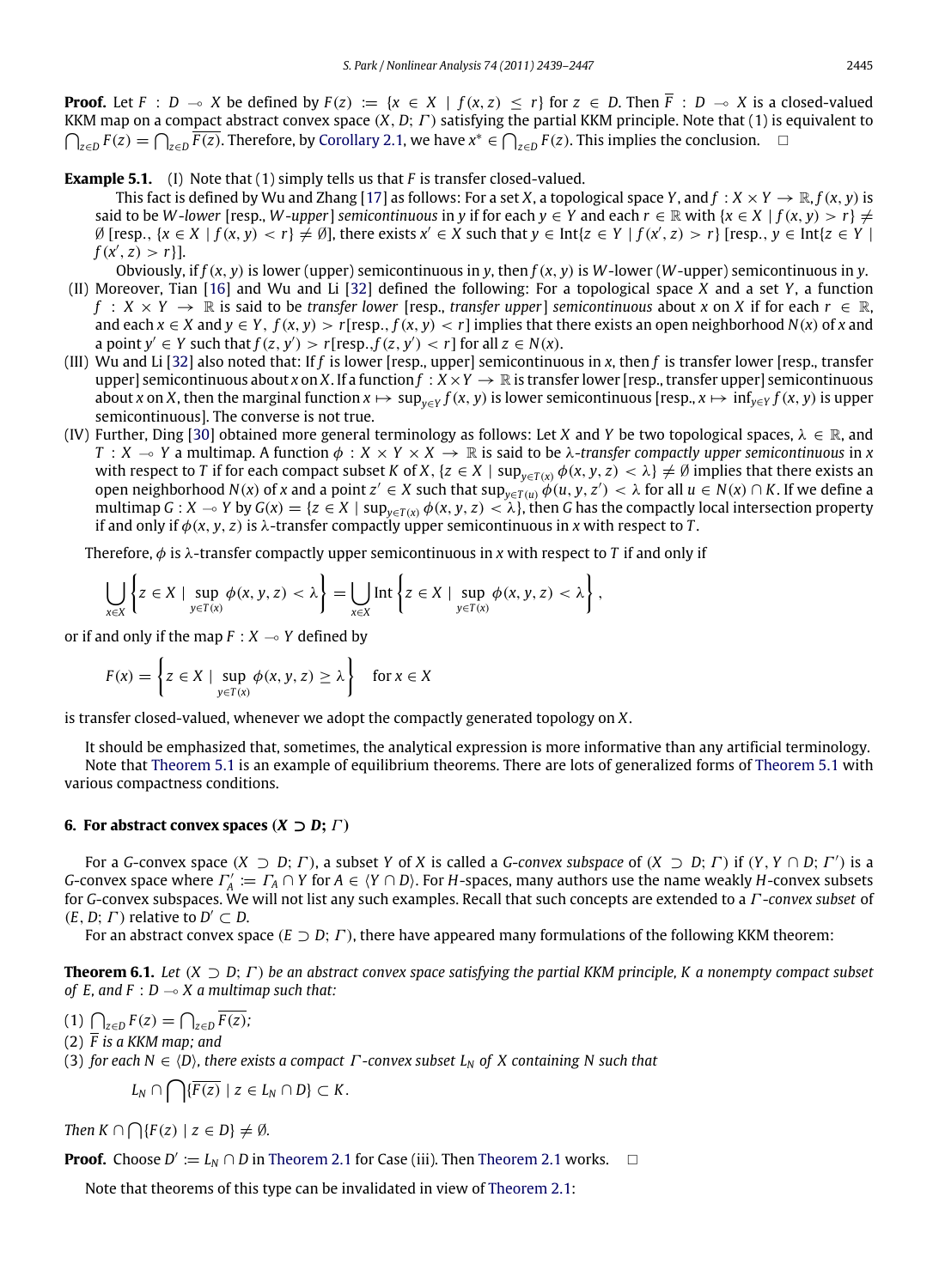**Proof.** Let $F : D \multimap X$ be defined by $F(z) := \{x \in X \mid f(x, z) \leq r\}$ for $z \in D$. Then $\overline{F} : D \multimap X$ is a closed-valued KKM map on a compact abstract convex space $(X, D; \Gamma)$ satisfying the partial KKM principle. Note that (1) is equivalent to $\bigcap_{z \in D} F(z) = \bigcap_{z \in D} \overline{F(z)}$. Therefore, by Corollary 2.1, we have $x^* \in \bigcap_{z \in D} F(z)$. This implies the conclusion. $\square$

**Example 5.1.** (I) Note that (1) simply tells us that $F$ is transfer closed-valued.

This fact is defined by Wu and Zhang [17] as follows: For a set $X$, a topological space $Y$, and $f : X \times Y \to \mathbb{R}$, $f(x, y)$ is said to be *W-lower* [resp., *W-upper*] *semicontinuous* in $y$ if for each $y \in Y$ and each $r \in \mathbb{R}$ with $\{x \in X \mid f(x, y) > r\} \neq \emptyset$ [resp., $\{x \in X \mid f(x, y) < r\} \neq \emptyset$], there exists $x' \in X$ such that $y \in \operatorname{Int}\{z \in Y \mid f(x', z) > r\}$ [resp., $y \in \operatorname{Int}\{z \in Y \mid f(x', z) > r\}$].

Obviously, if $f(x, y)$ is lower (upper) semicontinuous in $y$, then $f(x, y)$ is $W$-lower ($W$-upper) semicontinuous in $y$.

(II) Moreover, Tian [16] and Wu and Li [32] defined the following: For a topological space $X$ and a set $Y$, a function $f : X \times Y \to \mathbb{R}$ is said to be *transfer lower* [resp., *transfer upper*] *semicontinuous* about $x$ on $X$ if for each $r \in \mathbb{R}$, and each $x \in X$ and $y \in Y$, $f(x, y) > r$[resp., $f(x, y) < r$] implies that there exists an open neighborhood $N(x)$ of $x$ and a point $y' \in Y$ such that $f(z, y') > r$[resp.,$f(z, y') < r$] for all $z \in N(x)$.

(III) Wu and Li [32] also noted that: If $f$ is lower [resp., upper] semicontinuous in $x$, then $f$ is transfer lower [resp., transfer upper] semicontinuous about $x$ on $X$. If a function $f : X \times Y \to \mathbb{R}$ is transfer lower [resp., transfer upper] semicontinuous about $x$ on $X$, then the marginal function $x \mapsto \sup_{y \in Y} f(x, y)$ is lower semicontinuous [resp., $x \mapsto \inf_{y \in Y} f(x, y)$ is upper semicontinuous]. The converse is not true.

(IV) Further, Ding [30] obtained more general terminology as follows: Let $X$ and $Y$ be two topological spaces, $\lambda \in \mathbb{R}$, and $T : X \multimap Y$ a multimap. A function $\phi : X \times Y \times X \to \mathbb{R}$ is said to be *$\lambda$-transfer compactly upper semicontinuous* in $x$ with respect to $T$ if for each compact subset $K$ of $X$, $\{z \in X \mid \sup_{y \in T(x)} \phi(x, y, z) < \lambda\} \neq \emptyset$ implies that there exists an open neighborhood $N(x)$ of $x$ and a point $z' \in X$ such that $\sup_{y \in T(u)} \phi(u, y, z') < \lambda$ for all $u \in N(x) \cap K$. If we define a multimap $G : X \multimap Y$ by $G(x) = \{z \in X \mid \sup_{y \in T(x)} \phi(x, y, z) < \lambda\}$, then $G$ has the compactly local intersection property if and only if $\phi(x, y, z)$ is $\lambda$-transfer compactly upper semicontinuous in $x$ with respect to $T$.

Therefore, $\phi$ is $\lambda$-transfer compactly upper semicontinuous in $x$ with respect to $T$ if and only if

$$\bigcup_{x \in X} \left\{ z \in X \mid \sup_{y \in T(x)} \phi(x, y, z) < \lambda \right\} = \bigcup_{x \in X} \operatorname{Int} \left\{ z \in X \mid \sup_{y \in T(x)} \phi(x, y, z) < \lambda \right\},$$

or if and only if the map $F : X \multimap Y$ defined by

$$F(x) = \left\{ z \in X \mid \sup_{y \in T(x)} \phi(x, y, z) \geq \lambda \right\} \quad \text{for } x \in X$$

is transfer closed-valued, whenever we adopt the compactly generated topology on $X$.

It should be emphasized that, sometimes, the analytical expression is more informative than any artificial terminology. Note that Theorem 5.1 is an example of equilibrium theorems. There are lots of generalized forms of Theorem 5.1 with various compactness conditions.

## 6. For abstract convex spaces $(X \supset D; \Gamma)$

For a $G$-convex space $(X \supset D; \Gamma)$, a subset $Y$ of $X$ is called a *$G$-convex subspace* of $(X \supset D; \Gamma)$ if $(Y, Y \cap D; \Gamma')$ is a $G$-convex space where $\Gamma'_A := \Gamma_A \cap Y$ for $A \in \langle Y \cap D \rangle$. For $H$-spaces, many authors use the name weakly $H$-convex subsets for $G$-convex subspaces. We will not list any such examples. Recall that such concepts are extended to a *$\Gamma$-convex subset* of $(E, D; \Gamma)$ relative to $D' \subset D$.

For an abstract convex space $(E \supset D; \Gamma)$, there have appeared many formulations of the following KKM theorem:

**Theorem 6.1.** *Let $(X \supset D; \Gamma)$ be an abstract convex space satisfying the partial KKM principle, $K$ a nonempty compact subset of $E$, and $F : D \multimap X$ a multimap such that:*

*(1) $\bigcap_{z \in D} F(z) = \bigcap_{z \in D} \overline{F(z)}$;*
*(2) $\overline{F}$ is a KKM map; and*
*(3) for each $N \in \langle D \rangle$, there exists a compact $\Gamma$-convex subset $L_N$ of $X$ containing $N$ such that*

$$L_N \cap \bigcap \{\overline{F(z)} \mid z \in L_N \cap D\} \subset K.$$

*Then $K \cap \bigcap \{F(z) \mid z \in D\} \neq \emptyset$.*

**Proof.** Choose $D' := L_N \cap D$ in Theorem 2.1 for Case (iii). Then Theorem 2.1 works. $\square$

Note that theorems of this type can be invalidated in view of Theorem 2.1: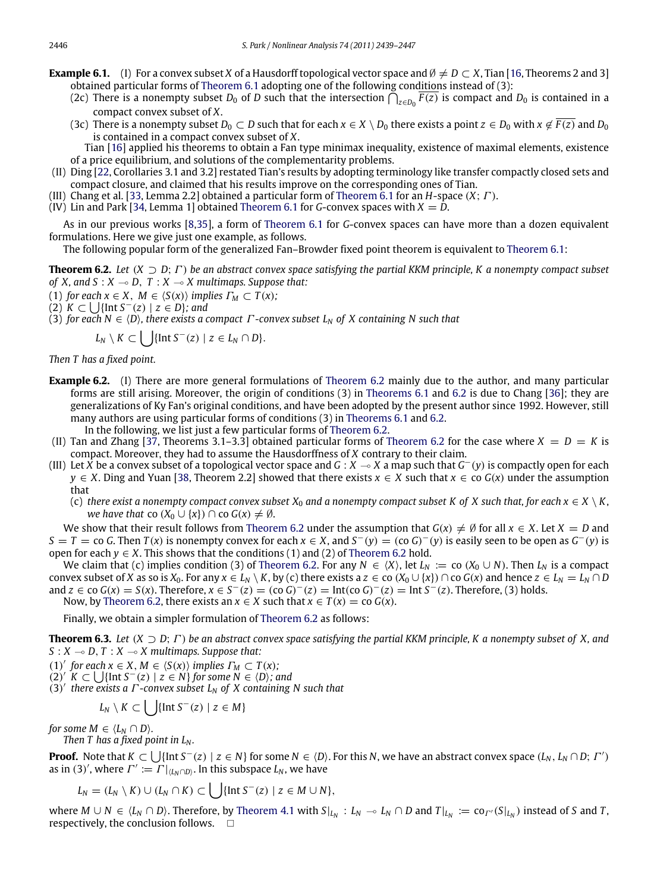**Example 6.1.** (I) For a convex subset $X$ of a Hausdorff topological vector space and $\emptyset \neq D \subset X$, Tian [16, Theorems 2 and 3] obtained particular forms of Theorem 6.1 adopting one of the following conditions instead of (3):

(2c) There is a nonempty subset $D_0$ of $D$ such that the intersection $\bigcap_{z \in D_0} \overline{F(z)}$ is compact and $D_0$ is contained in a compact convex subset of $X$.

(3c) There is a nonempty subset $D_0 \subset D$ such that for each $x \in X \setminus D_0$ there exists a point $z \in D_0$ with $x \notin \overline{F(z)}$ and $D_0$ is contained in a compact convex subset of $X$.

Tian [16] applied his theorems to obtain a Fan type minimax inequality, existence of maximal elements, existence of a price equilibrium, and solutions of the complementarity problems.

(II) Ding [22, Corollaries 3.1 and 3.2] restated Tian's results by adopting terminology like transfer compactly closed sets and compact closure, and claimed that his results improve on the corresponding ones of Tian.

(III) Chang et al. [33, Lemma 2.2] obtained a particular form of Theorem 6.1 for an $H$-space $(X; \Gamma)$.

(IV) Lin and Park [34, Lemma 1] obtained Theorem 6.1 for $G$-convex spaces with $X = D$.

As in our previous works [8,35], a form of Theorem 6.1 for $G$-convex spaces can have more than a dozen equivalent formulations. Here we give just one example, as follows.

The following popular form of the generalized Fan–Browder fixed point theorem is equivalent to Theorem 6.1:

**Theorem 6.2.** *Let $(X \supset D; \Gamma)$ be an abstract convex space satisfying the partial KKM principle, $K$ a nonempty compact subset of $X$, and $S : X \multimap D$, $T : X \multimap X$ multimaps. Suppose that:*

(1) *for each $x \in X$, $M \in \langle S(x) \rangle$ implies $\Gamma_M \subset T(x)$;*

(2) *$K \subset \bigcup\{\operatorname{Int} S^-(z) \mid z \in D\}$; and*

(3) *for each $N \in \langle D \rangle$, there exists a compact $\Gamma$-convex subset $L_N$ of $X$ containing $N$ such that*

$$L_N \setminus K \subset \bigcup\{\operatorname{Int} S^-(z) \mid z \in L_N \cap D\}.$$

*Then $T$ has a fixed point.*

**Example 6.2.** (I) There are more general formulations of Theorem 6.2 mainly due to the author, and many particular forms are still arising. Moreover, the origin of conditions (3) in Theorems 6.1 and 6.2 is due to Chang [36]; they are generalizations of Ky Fan's original conditions, and have been adopted by the present author since 1992. However, still many authors are using particular forms of conditions (3) in Theorems 6.1 and 6.2.

In the following, we list just a few particular forms of Theorem 6.2.

(II) Tan and Zhang [37, Theorems 3.1–3.3] obtained particular forms of Theorem 6.2 for the case where $X = D = K$ is compact. Moreover, they had to assume the Hausdorffness of $X$ contrary to their claim.

(III) Let $X$ be a convex subset of a topological vector space and $G : X \multimap X$ a map such that $G^-(y)$ is compactly open for each $y \in X$. Ding and Yuan [38, Theorem 2.2] showed that there exists $x \in X$ such that $x \in \operatorname{co} G(x)$ under the assumption that

(c) *there exist a nonempty compact convex subset $X_0$ and a nonempty compact subset $K$ of $X$ such that, for each $x \in X \setminus K$, we have that $\operatorname{co}(X_0 \cup \{x\}) \cap \operatorname{co} G(x) \neq \emptyset$.*

We show that their result follows from Theorem 6.2 under the assumption that $G(x) \neq \emptyset$ for all $x \in X$. Let $X = D$ and $S = T = \operatorname{co} G$. Then $T(x)$ is nonempty convex for each $x \in X$, and $S^-(y) = (\operatorname{co} G)^-(y)$ is easily seen to be open as $G^-(y)$ is open for each $y \in X$. This shows that the conditions (1) and (2) of Theorem 6.2 hold.

We claim that (c) implies condition (3) of Theorem 6.2. For any $N \in \langle X \rangle$, let $L_N := \operatorname{co}(X_0 \cup N)$. Then $L_N$ is a compact convex subset of $X$ as so is $X_0$. For any $x \in L_N \setminus K$, by (c) there exists a $z \in \operatorname{co}(X_0 \cup \{x\}) \cap \operatorname{co} G(x)$ and hence $z \in L_N = L_N \cap D$ and $z \in \operatorname{co} G(x) = S(x)$. Therefore, $x \in S^-(z) = (\operatorname{co} G)^-(z) = \operatorname{Int}(\operatorname{co} G)^-(z) = \operatorname{Int} S^-(z)$. Therefore, (3) holds.

Now, by Theorem 6.2, there exists an $x \in X$ such that $x \in T(x) = \operatorname{co} G(x)$.

Finally, we obtain a simpler formulation of Theorem 6.2 as follows:

**Theorem 6.3.** *Let $(X \supset D; \Gamma)$ be an abstract convex space satisfying the partial KKM principle, $K$ a nonempty subset of $X$, and $S : X \multimap D$, $T : X \multimap X$ multimaps. Suppose that:*

(1)′ *for each $x \in X$, $M \in \langle S(x) \rangle$ implies $\Gamma_M \subset T(x)$;*

(2)′ *$K \subset \bigcup\{\operatorname{Int} S^-(z) \mid z \in N\}$ for some $N \in \langle D \rangle$; and*

(3)′ *there exists a $\Gamma$-convex subset $L_N$ of $X$ containing $N$ such that*

$$L_N \setminus K \subset \bigcup\{\operatorname{Int} S^-(z) \mid z \in M\}$$

*for some $M \in \langle L_N \cap D \rangle$.*

*Then $T$ has a fixed point in $L_N$.*

**Proof.** Note that $K \subset \bigcup\{\operatorname{Int} S^-(z) \mid z \in N\}$ for some $N \in \langle D \rangle$. For this $N$, we have an abstract convex space $(L_N, L_N \cap D; \Gamma')$ as in (3)′, where $\Gamma' := \Gamma|_{\langle L_N \cap D \rangle}$. In this subspace $L_N$, we have

$$L_N = (L_N \setminus K) \cup (L_N \cap K) \subset \bigcup\{\operatorname{Int} S^-(z) \mid z \in M \cup N\},$$

where $M \cup N \in \langle L_N \cap D \rangle$. Therefore, by Theorem 4.1 with $S|_{L_N} : L_N \multimap L_N \cap D$ and $T|_{L_N} := \operatorname{co}_{\Gamma'}(S|_{L_N})$ instead of $S$ and $T$, respectively, the conclusion follows. □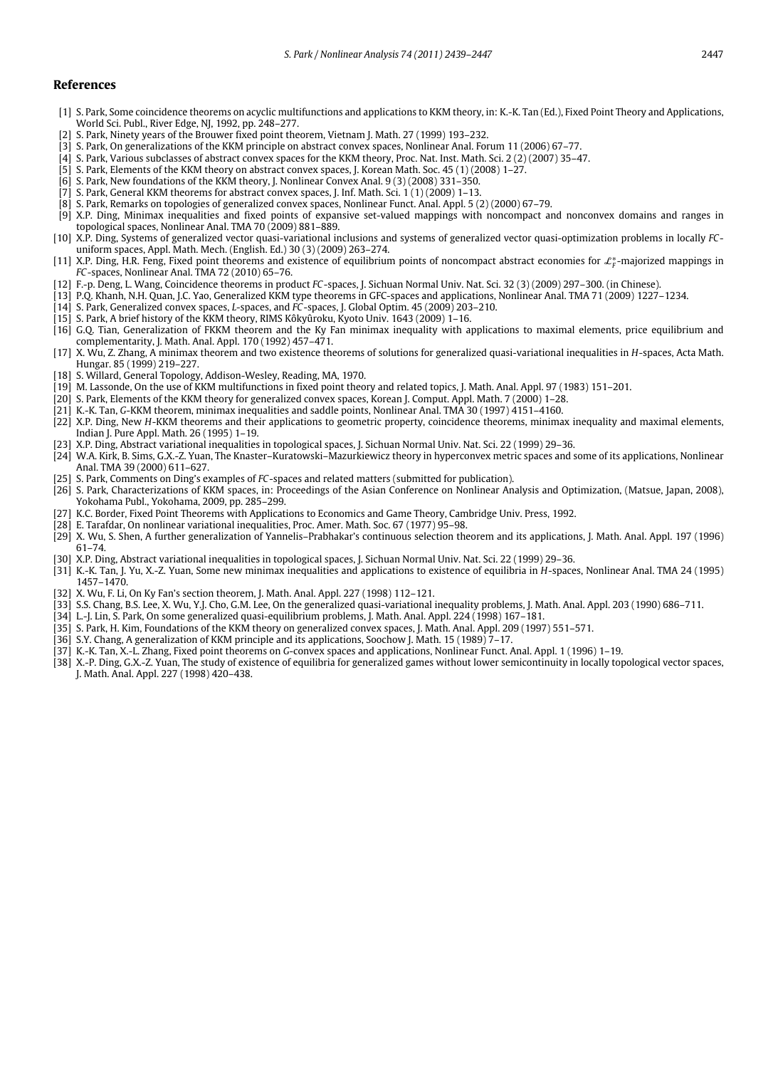## References

[1] S. Park, Some coincidence theorems on acyclic multifunctions and applications to KKM theory, in: K.-K. Tan (Ed.), Fixed Point Theory and Applications, World Sci. Publ., River Edge, NJ, 1992, pp. 248–277.
[2] S. Park, Ninety years of the Brouwer fixed point theorem, Vietnam J. Math. 27 (1999) 193–232.
[3] S. Park, On generalizations of the KKM principle on abstract convex spaces, Nonlinear Anal. Forum 11 (2006) 67–77.
[4] S. Park, Various subclasses of abstract convex spaces for the KKM theory, Proc. Nat. Inst. Math. Sci. 2 (2) (2007) 35–47.
[5] S. Park, Elements of the KKM theory on abstract convex spaces, J. Korean Math. Soc. 45 (1) (2008) 1–27.
[6] S. Park, New foundations of the KKM theory, J. Nonlinear Convex Anal. 9 (3) (2008) 331–350.
[7] S. Park, General KKM theorems for abstract convex spaces, J. Inf. Math. Sci. 1 (1) (2009) 1–13.
[8] S. Park, Remarks on topologies of generalized convex spaces, Nonlinear Funct. Anal. Appl. 5 (2) (2000) 67–79.
[9] X.P. Ding, Minimax inequalities and fixed points of expansive set-valued mappings with noncompact and nonconvex domains and ranges in topological spaces, Nonlinear Anal. TMA 70 (2009) 881–889.
[10] X.P. Ding, Systems of generalized vector quasi-variational inclusions and systems of generalized vector quasi-optimization problems in locally *FC*-uniform spaces, Appl. Math. Mech. (English. Ed.) 30 (3) (2009) 263–274.
[11] X.P. Ding, H.R. Feng, Fixed point theorems and existence of equilibrium points of noncompact abstract economies for $\mathcal{L}_F^*$-majorized mappings in *FC*-spaces, Nonlinear Anal. TMA 72 (2010) 65–76.
[12] F.-p. Deng, L. Wang, Coincidence theorems in product *FC*-spaces, J. Sichuan Normal Univ. Nat. Sci. 32 (3) (2009) 297–300. (in Chinese).
[13] P.Q. Khanh, N.H. Quan, J.C. Yao, Generalized KKM type theorems in GFC-spaces and applications, Nonlinear Anal. TMA 71 (2009) 1227–1234.
[14] S. Park, Generalized convex spaces, *L*-spaces, and *FC*-spaces, J. Global Optim. 45 (2009) 203–210.
[15] S. Park, A brief history of the KKM theory, RIMS Kôkyûroku, Kyoto Univ. 1643 (2009) 1–16.
[16] G.Q. Tian, Generalization of FKKM theorem and the Ky Fan minimax inequality with applications to maximal elements, price equilibrium and complementarity, J. Math. Anal. Appl. 170 (1992) 457–471.
[17] X. Wu, Z. Zhang, A minimax theorem and two existence theorems of solutions for generalized quasi-variational inequalities in *H*-spaces, Acta Math. Hungar. 85 (1999) 219–227.
[18] S. Willard, General Topology, Addison-Wesley, Reading, MA, 1970.
[19] M. Lassonde, On the use of KKM multifunctions in fixed point theory and related topics, J. Math. Anal. Appl. 97 (1983) 151–201.
[20] S. Park, Elements of the KKM theory for generalized convex spaces, Korean J. Comput. Appl. Math. 7 (2000) 1–28.
[21] K.-K. Tan, *G*-KKM theorem, minimax inequalities and saddle points, Nonlinear Anal. TMA 30 (1997) 4151–4160.
[22] X.P. Ding, New *H*-KKM theorems and their applications to geometric property, coincidence theorems, minimax inequality and maximal elements, Indian J. Pure Appl. Math. 26 (1995) 1–19.
[23] X.P. Ding, Abstract variational inequalities in topological spaces, J. Sichuan Normal Univ. Nat. Sci. 22 (1999) 29–36.
[24] W.A. Kirk, B. Sims, G.X.-Z. Yuan, The Knaster–Kuratowski–Mazurkiewicz theory in hyperconvex metric spaces and some of its applications, Nonlinear Anal. TMA 39 (2000) 611–627.
[25] S. Park, Comments on Ding's examples of *FC*-spaces and related matters (submitted for publication).
[26] S. Park, Characterizations of KKM spaces, in: Proceedings of the Asian Conference on Nonlinear Analysis and Optimization, (Matsue, Japan, 2008), Yokohama Publ., Yokohama, 2009, pp. 285–299.
[27] K.C. Border, Fixed Point Theorems with Applications to Economics and Game Theory, Cambridge Univ. Press, 1992.
[28] E. Tarafdar, On nonlinear variational inequalities, Proc. Amer. Math. Soc. 67 (1977) 95–98.
[29] X. Wu, S. Shen, A further generalization of Yannelis–Prabhakar's continuous selection theorem and its applications, J. Math. Anal. Appl. 197 (1996) 61–74.
[30] X.P. Ding, Abstract variational inequalities in topological spaces, J. Sichuan Normal Univ. Nat. Sci. 22 (1999) 29–36.
[31] K.-K. Tan, J. Yu, X.-Z. Yuan, Some new minimax inequalities and applications to existence of equilibria in *H*-spaces, Nonlinear Anal. TMA 24 (1995) 1457–1470.
[32] X. Wu, F. Li, On Ky Fan's section theorem, J. Math. Anal. Appl. 227 (1998) 112–121.
[33] S.S. Chang, B.S. Lee, X. Wu, Y.J. Cho, G.M. Lee, On the generalized quasi-variational inequality problems, J. Math. Anal. Appl. 203 (1990) 686–711.
[34] L.-J. Lin, S. Park, On some generalized quasi-equilibrium problems, J. Math. Anal. Appl. 224 (1998) 167–181.
[35] S. Park, H. Kim, Foundations of the KKM theory on generalized convex spaces, J. Math. Anal. Appl. 209 (1997) 551–571.
[36] S.Y. Chang, A generalization of KKM principle and its applications, Soochow J. Math. 15 (1989) 7–17.
[37] K.-K. Tan, X.-L. Zhang, Fixed point theorems on *G*-convex spaces and applications, Nonlinear Funct. Anal. Appl. 1 (1996) 1–19.
[38] X.-P. Ding, G.X.-Z. Yuan, The study of existence of equilibria for generalized games without lower semicontinuity in locally topological vector spaces, J. Math. Anal. Appl. 227 (1998) 420–438.